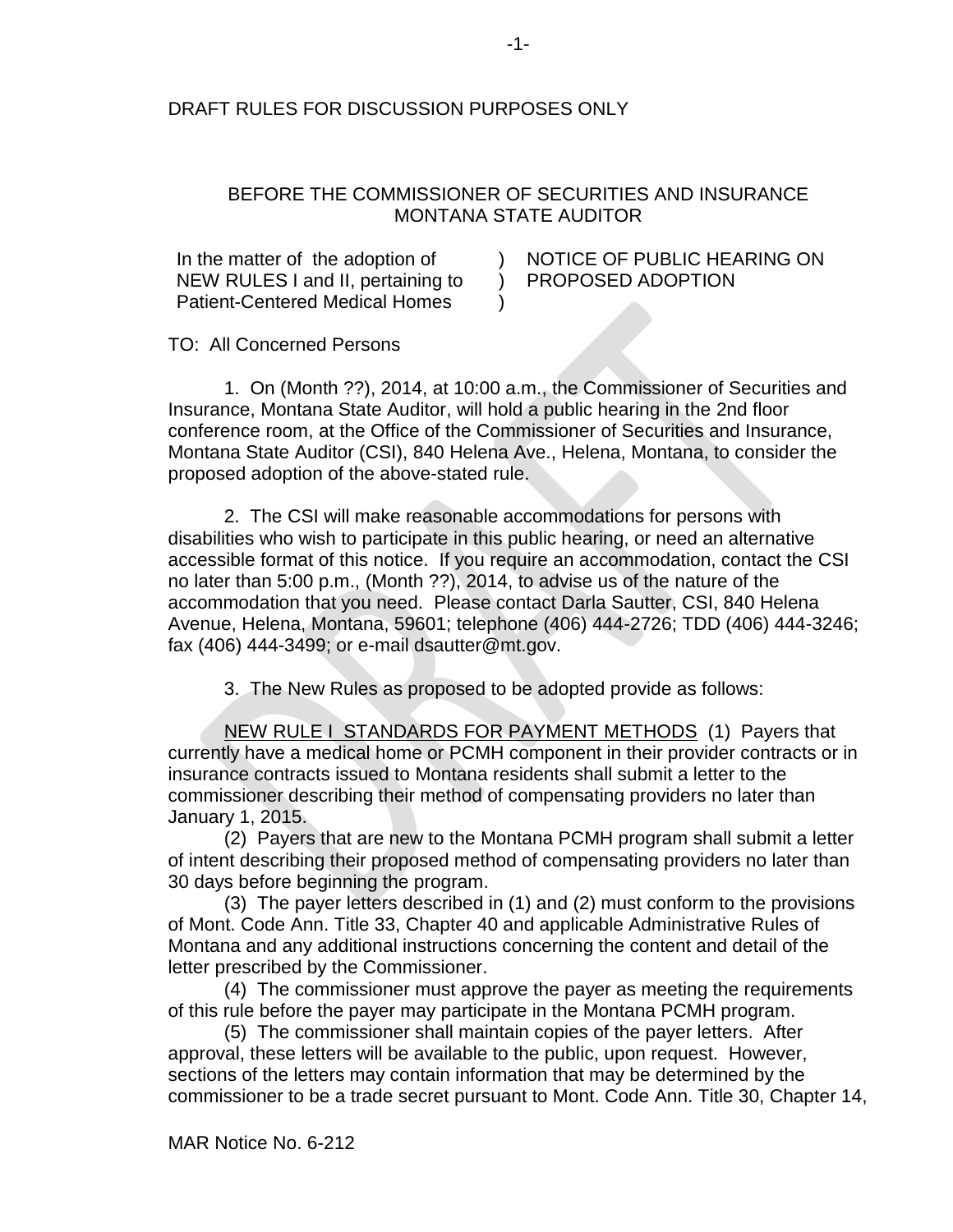DRAFT RULES FOR DISCUSSION PURPOSES ONLY

BEFORE THE COMMISSIONER OF SECURITIES AND INSURANCE
MONTANA STATE AUDITOR

| | | |
|---|---|---|
| In the matter of the adoption of NEW RULES I and II, pertaining to Patient-Centered Medical Homes | ) ) ) | NOTICE OF PUBLIC HEARING ON PROPOSED ADOPTION |

TO: All Concerned Persons

1. On (Month ??), 2014, at 10:00 a.m., the Commissioner of Securities and Insurance, Montana State Auditor, will hold a public hearing in the 2nd floor conference room, at the Office of the Commissioner of Securities and Insurance, Montana State Auditor (CSI), 840 Helena Ave., Helena, Montana, to consider the proposed adoption of the above-stated rule.

2. The CSI will make reasonable accommodations for persons with disabilities who wish to participate in this public hearing, or need an alternative accessible format of this notice. If you require an accommodation, contact the CSI no later than 5:00 p.m., (Month ??), 2014, to advise us of the nature of the accommodation that you need. Please contact Darla Sautter, CSI, 840 Helena Avenue, Helena, Montana, 59601; telephone (406) 444-2726; TDD (406) 444-3246; fax (406) 444-3499; or e-mail dsautter@mt.gov.

3. The New Rules as proposed to be adopted provide as follows:

NEW RULE I STANDARDS FOR PAYMENT METHODS (1) Payers that currently have a medical home or PCMH component in their provider contracts or in insurance contracts issued to Montana residents shall submit a letter to the commissioner describing their method of compensating providers no later than January 1, 2015.

(2) Payers that are new to the Montana PCMH program shall submit a letter of intent describing their proposed method of compensating providers no later than 30 days before beginning the program.

(3) The payer letters described in (1) and (2) must conform to the provisions of Mont. Code Ann. Title 33, Chapter 40 and applicable Administrative Rules of Montana and any additional instructions concerning the content and detail of the letter prescribed by the Commissioner.

(4) The commissioner must approve the payer as meeting the requirements of this rule before the payer may participate in the Montana PCMH program.

(5) The commissioner shall maintain copies of the payer letters. After approval, these letters will be available to the public, upon request. However, sections of the letters may contain information that may be determined by the commissioner to be a trade secret pursuant to Mont. Code Ann. Title 30, Chapter 14,

MAR Notice No. 6-212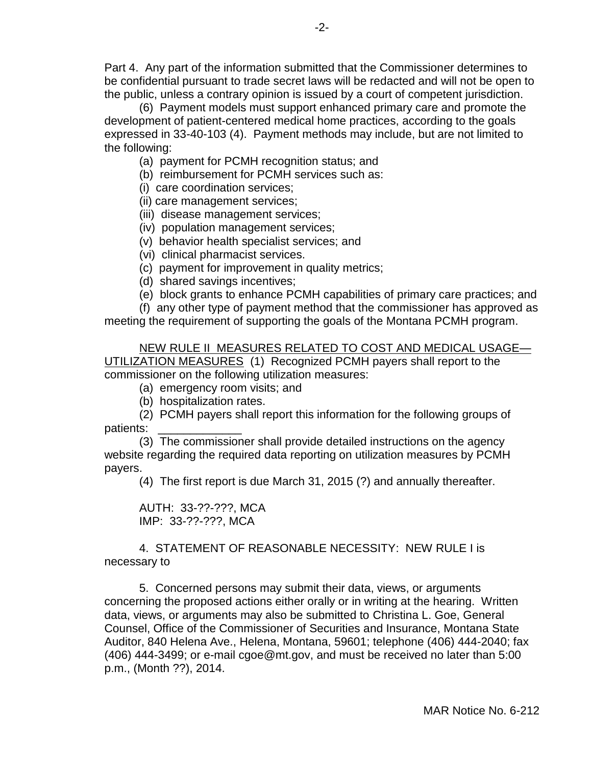Part 4. Any part of the information submitted that the Commissioner determines to be confidential pursuant to trade secret laws will be redacted and will not be open to the public, unless a contrary opinion is issued by a court of competent jurisdiction.

(6) Payment models must support enhanced primary care and promote the development of patient-centered medical home practices, according to the goals expressed in 33-40-103 (4). Payment methods may include, but are not limited to the following:

(a) payment for PCMH recognition status; and

(b) reimbursement for PCMH services such as:

(i) care coordination services;

(ii) care management services;

(iii) disease management services;

(iv) population management services;

(v) behavior health specialist services; and

(vi) clinical pharmacist services.

(c) payment for improvement in quality metrics;

(d) shared savings incentives;

(e) block grants to enhance PCMH capabilities of primary care practices; and

(f) any other type of payment method that the commissioner has approved as meeting the requirement of supporting the goals of the Montana PCMH program.

<u>NEW RULE II MEASURES RELATED TO COST AND MEDICAL USAGE—UTILIZATION MEASURES</u> (1) Recognized PCMH payers shall report to the commissioner on the following utilization measures:

(a) emergency room visits; and

(b) hospitalization rates.

(2) PCMH payers shall report this information for the following groups of patients: _____________

(3) The commissioner shall provide detailed instructions on the agency website regarding the required data reporting on utilization measures by PCMH payers.

(4) The first report is due March 31, 2015 (?) and annually thereafter.

AUTH: 33-??-???, MCA
IMP: 33-??-???, MCA

4. STATEMENT OF REASONABLE NECESSITY: NEW RULE I is necessary to

5. Concerned persons may submit their data, views, or arguments concerning the proposed actions either orally or in writing at the hearing. Written data, views, or arguments may also be submitted to Christina L. Goe, General Counsel, Office of the Commissioner of Securities and Insurance, Montana State Auditor, 840 Helena Ave., Helena, Montana, 59601; telephone (406) 444-2040; fax (406) 444-3499; or e-mail cgoe@mt.gov, and must be received no later than 5:00 p.m., (Month ??), 2014.

MAR Notice No. 6-212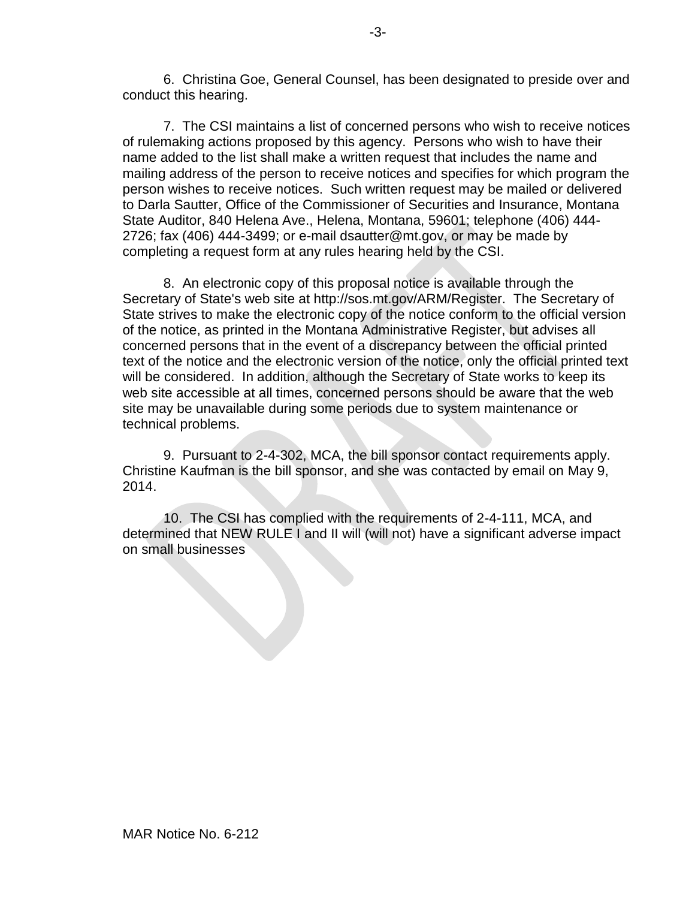6. Christina Goe, General Counsel, has been designated to preside over and conduct this hearing.

7. The CSI maintains a list of concerned persons who wish to receive notices of rulemaking actions proposed by this agency. Persons who wish to have their name added to the list shall make a written request that includes the name and mailing address of the person to receive notices and specifies for which program the person wishes to receive notices. Such written request may be mailed or delivered to Darla Sautter, Office of the Commissioner of Securities and Insurance, Montana State Auditor, 840 Helena Ave., Helena, Montana, 59601; telephone (406) 444-2726; fax (406) 444-3499; or e-mail dsautter@mt.gov, or may be made by completing a request form at any rules hearing held by the CSI.

8. An electronic copy of this proposal notice is available through the Secretary of State's web site at http://sos.mt.gov/ARM/Register. The Secretary of State strives to make the electronic copy of the notice conform to the official version of the notice, as printed in the Montana Administrative Register, but advises all concerned persons that in the event of a discrepancy between the official printed text of the notice and the electronic version of the notice, only the official printed text will be considered. In addition, although the Secretary of State works to keep its web site accessible at all times, concerned persons should be aware that the web site may be unavailable during some periods due to system maintenance or technical problems.

9. Pursuant to 2-4-302, MCA, the bill sponsor contact requirements apply. Christine Kaufman is the bill sponsor, and she was contacted by email on May 9, 2014.

10. The CSI has complied with the requirements of 2-4-111, MCA, and determined that NEW RULE I and II will (will not) have a significant adverse impact on small businesses

MAR Notice No. 6-212